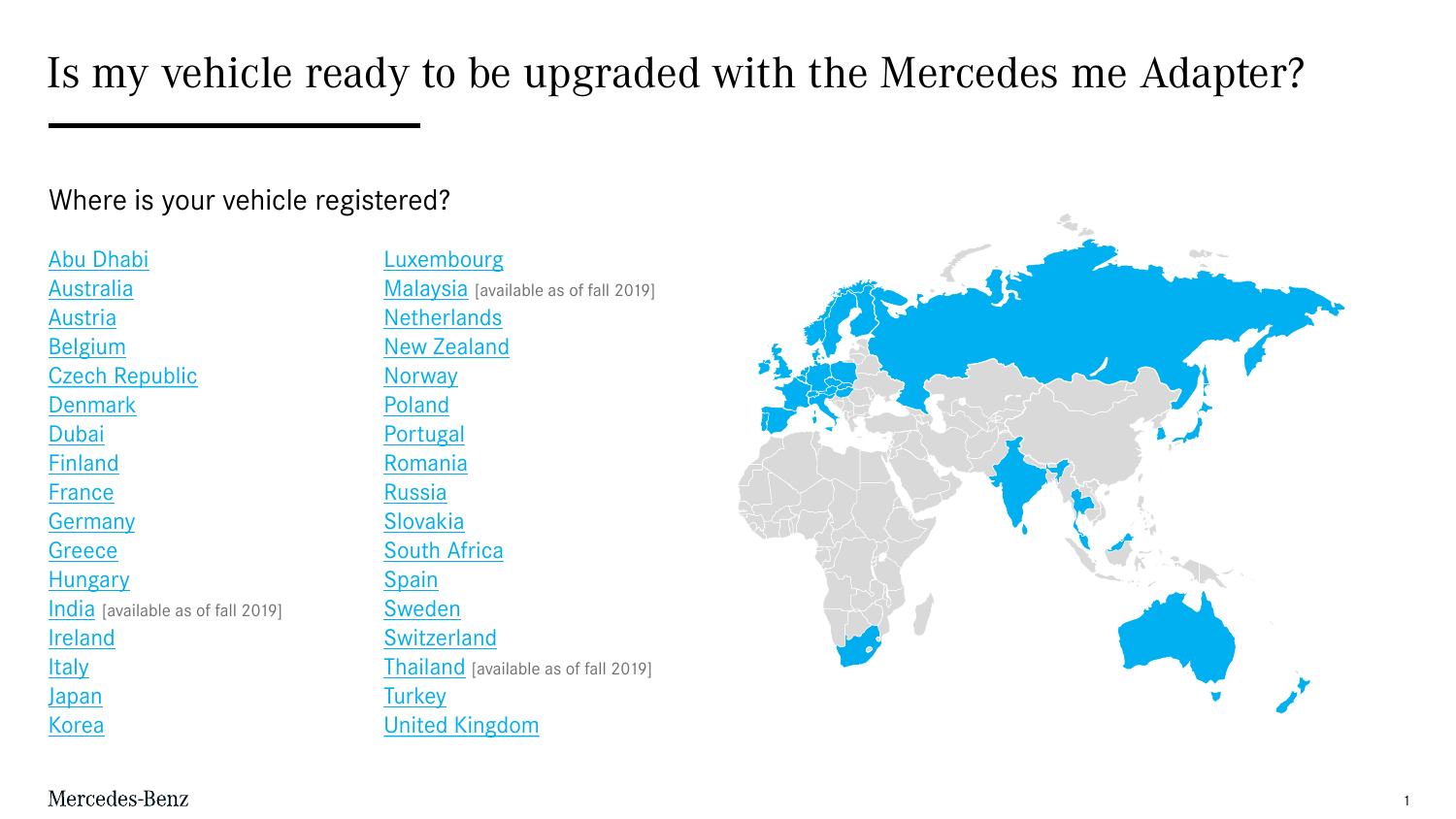# Is my vehicle ready to be upgraded with the Mercedes me Adapter?

## Where is your vehicle registered?

- Abu Dhabi
- Australia
- Austria
- Belgium
- Czech Republic
- Denmark
- Dubai
- Finland
- France
- Germany
- Greece
- Hungary
- India [available as of fall 2019]
- Ireland
- Italy
- Japan
- Korea
- Luxembourg
- Malaysia [available as of fall 2019]
- Netherlands
- New Zealand
- Norway
- Poland
- Portugal
- Romania
- Russia
- Slovakia
- South Africa
- Spain
- Sweden
- Switzerland
- Thailand [available as of fall 2019]
- Turkey
- United Kingdom

Mercedes-Benz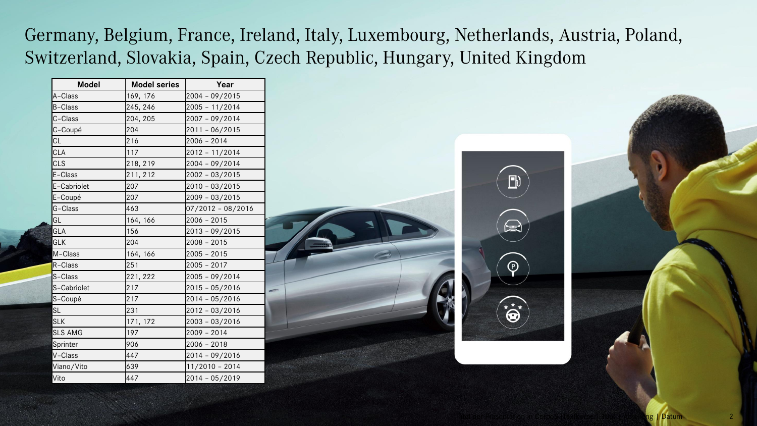# Germany, Belgium, France, Ireland, Italy, Luxembourg, Netherlands, Austria, Poland, Switzerland, Slovakia, Spain, Czech Republic, Hungary, United Kingdom

| Model | Model series | Year |
|---|---|---|
| A-Class | 169, 176 | 2004 – 09/2015 |
| B-Class | 245, 246 | 2005 – 11/2014 |
| C-Class | 204, 205 | 2007 – 09/2014 |
| C-Coupé | 204 | 2011 – 06/2015 |
| CL | 216 | 2006 – 2014 |
| CLA | 117 | 2012 – 11/2014 |
| CLS | 218, 219 | 2004 – 09/2014 |
| E-Class | 211, 212 | 2002 – 03/2015 |
| E-Cabriolet | 207 | 2010 – 03/2015 |
| E-Coupé | 207 | 2009 – 03/2015 |
| G-Class | 463 | 07/2012 – 08/2016 |
| GL | 164, 166 | 2006 – 2015 |
| GLA | 156 | 2013 – 09/2015 |
| GLK | 204 | 2008 – 2015 |
| M-Class | 164, 166 | 2005 – 2015 |
| R-Class | 251 | 2005 – 2017 |
| S-Class | 221, 222 | 2005 – 09/2014 |
| S-Cabriolet | 217 | 2015 – 05/2016 |
| S-Coupé | 217 | 2014 – 05/2016 |
| SL | 231 | 2012 – 03/2016 |
| SLK | 171, 172 | 2003 – 03/2016 |
| SLS AMG | 197 | 2009 – 2014 |
| Sprinter | 906 | 2006 – 2018 |
| V-Class | 447 | 2014 – 09/2016 |
| Viano/Vito | 639 | 11/2010 – 2014 |
| Vito | 447 | 2014 – 05/2019 |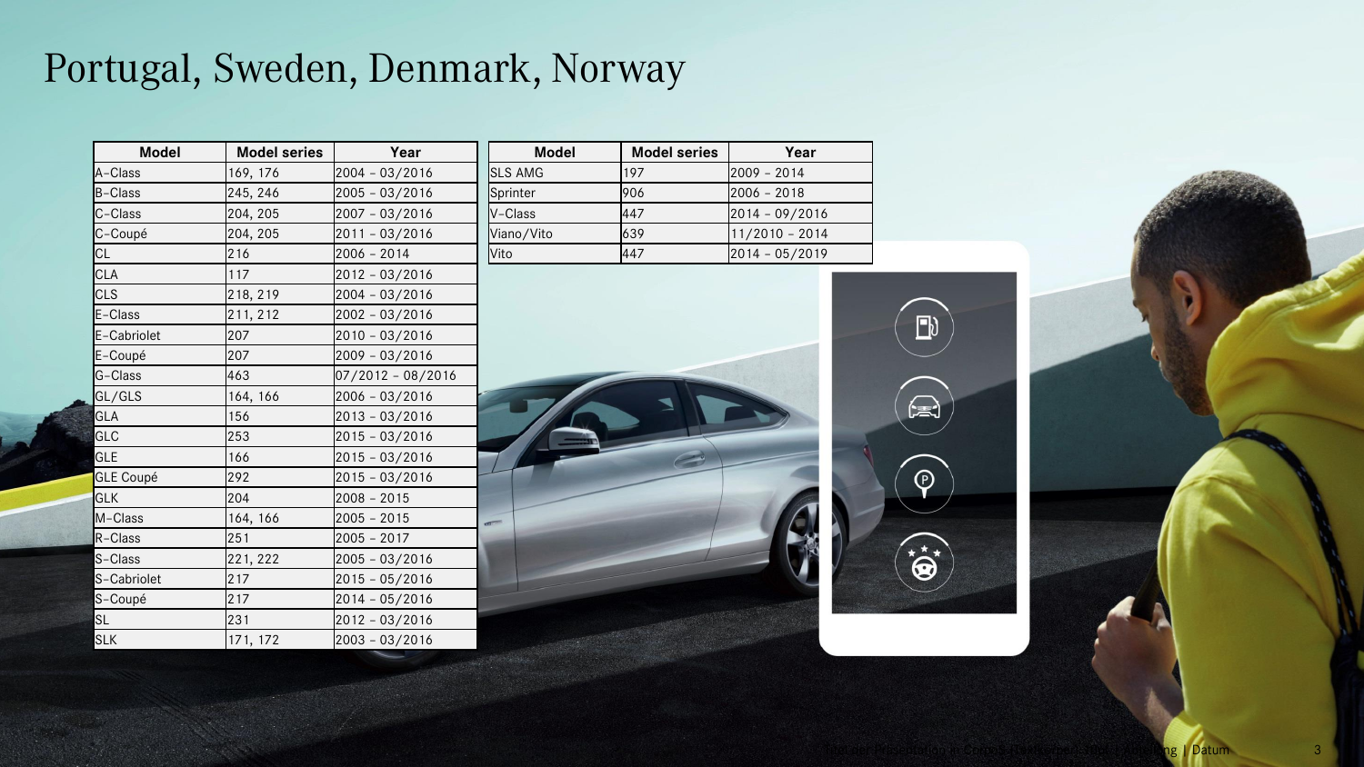# Portugal, Sweden, Denmark, Norway

| Model | Model series | Year |
|---|---|---|
| A-Class | 169, 176 | 2004 – 03/2016 |
| B-Class | 245, 246 | 2005 – 03/2016 |
| C-Class | 204, 205 | 2007 – 03/2016 |
| C-Coupé | 204, 205 | 2011 – 03/2016 |
| CL | 216 | 2006 – 2014 |
| CLA | 117 | 2012 – 03/2016 |
| CLS | 218, 219 | 2004 – 03/2016 |
| E-Class | 211, 212 | 2002 – 03/2016 |
| E-Cabriolet | 207 | 2010 – 03/2016 |
| E-Coupé | 207 | 2009 – 03/2016 |
| G-Class | 463 | 07/2012 – 08/2016 |
| GL/GLS | 164, 166 | 2006 – 03/2016 |
| GLA | 156 | 2013 – 03/2016 |
| GLC | 253 | 2015 – 03/2016 |
| GLE | 166 | 2015 – 03/2016 |
| GLE Coupé | 292 | 2015 – 03/2016 |
| GLK | 204 | 2008 – 2015 |
| M-Class | 164, 166 | 2005 – 2015 |
| R-Class | 251 | 2005 – 2017 |
| S-Class | 221, 222 | 2005 – 03/2016 |
| S-Cabriolet | 217 | 2015 – 05/2016 |
| S-Coupé | 217 | 2014 – 05/2016 |
| SL | 231 | 2012 – 03/2016 |
| SLK | 171, 172 | 2003 – 03/2016 |

| Model | Model series | Year |
|---|---|---|
| SLS AMG | 197 | 2009 – 2014 |
| Sprinter | 906 | 2006 – 2018 |
| V-Class | 447 | 2014 – 09/2016 |
| Viano/Vito | 639 | 11/2010 – 2014 |
| Vito | 447 | 2014 – 05/2019 |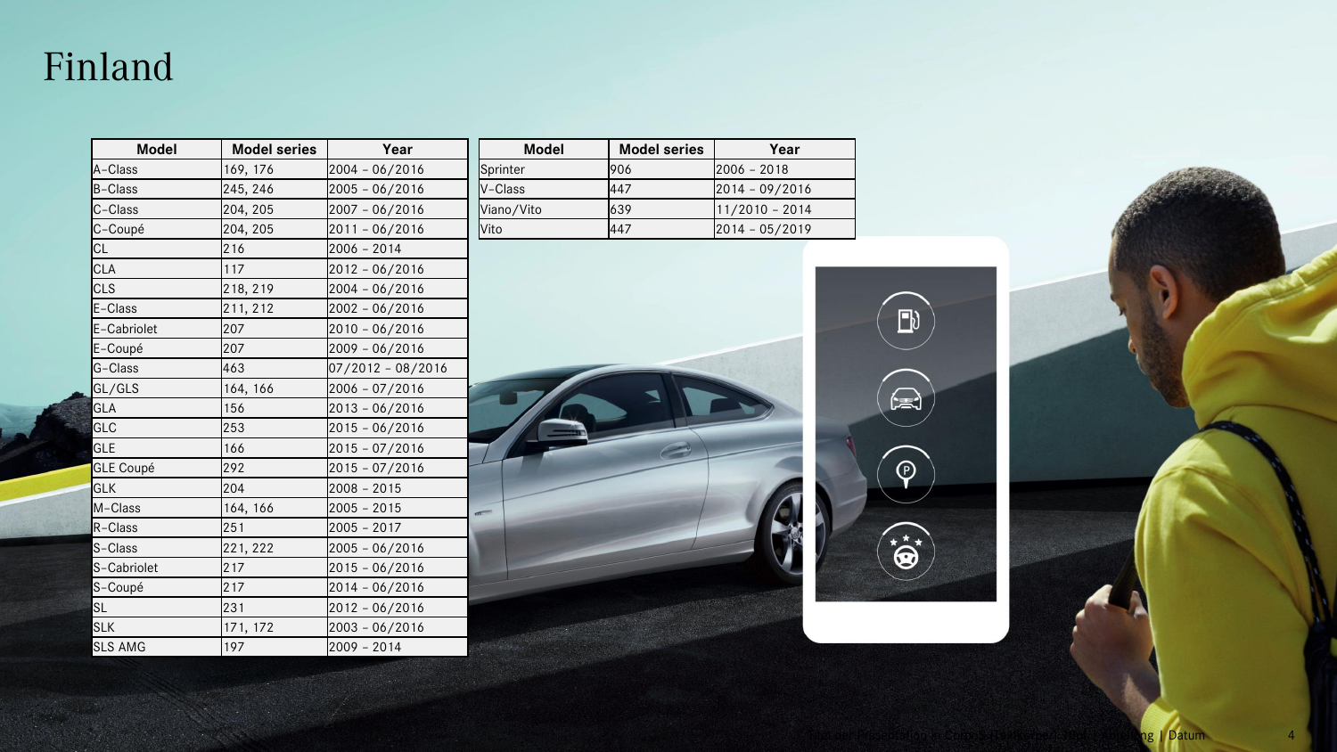# Finland

| Model | Model series | Year |
|---|---|---|
| A-Class | 169, 176 | 2004 – 06/2016 |
| B-Class | 245, 246 | 2005 – 06/2016 |
| C-Class | 204, 205 | 2007 – 06/2016 |
| C-Coupé | 204, 205 | 2011 – 06/2016 |
| CL | 216 | 2006 – 2014 |
| CLA | 117 | 2012 – 06/2016 |
| CLS | 218, 219 | 2004 – 06/2016 |
| E-Class | 211, 212 | 2002 – 06/2016 |
| E-Cabriolet | 207 | 2010 – 06/2016 |
| E-Coupé | 207 | 2009 – 06/2016 |
| G-Class | 463 | 07/2012 – 08/2016 |
| GL/GLS | 164, 166 | 2006 – 07/2016 |
| GLA | 156 | 2013 – 06/2016 |
| GLC | 253 | 2015 – 06/2016 |
| GLE | 166 | 2015 – 07/2016 |
| GLE Coupé | 292 | 2015 – 07/2016 |
| GLK | 204 | 2008 – 2015 |
| M-Class | 164, 166 | 2005 – 2015 |
| R-Class | 251 | 2005 – 2017 |
| S-Class | 221, 222 | 2005 – 06/2016 |
| S-Cabriolet | 217 | 2015 – 06/2016 |
| S-Coupé | 217 | 2014 – 06/2016 |
| SL | 231 | 2012 – 06/2016 |
| SLK | 171, 172 | 2003 – 06/2016 |
| SLS AMG | 197 | 2009 – 2014 |

| Model | Model series | Year |
|---|---|---|
| Sprinter | 906 | 2006 – 2018 |
| V-Class | 447 | 2014 – 09/2016 |
| Viano/Vito | 639 | 11/2010 – 2014 |
| Vito | 447 | 2014 – 05/2019 |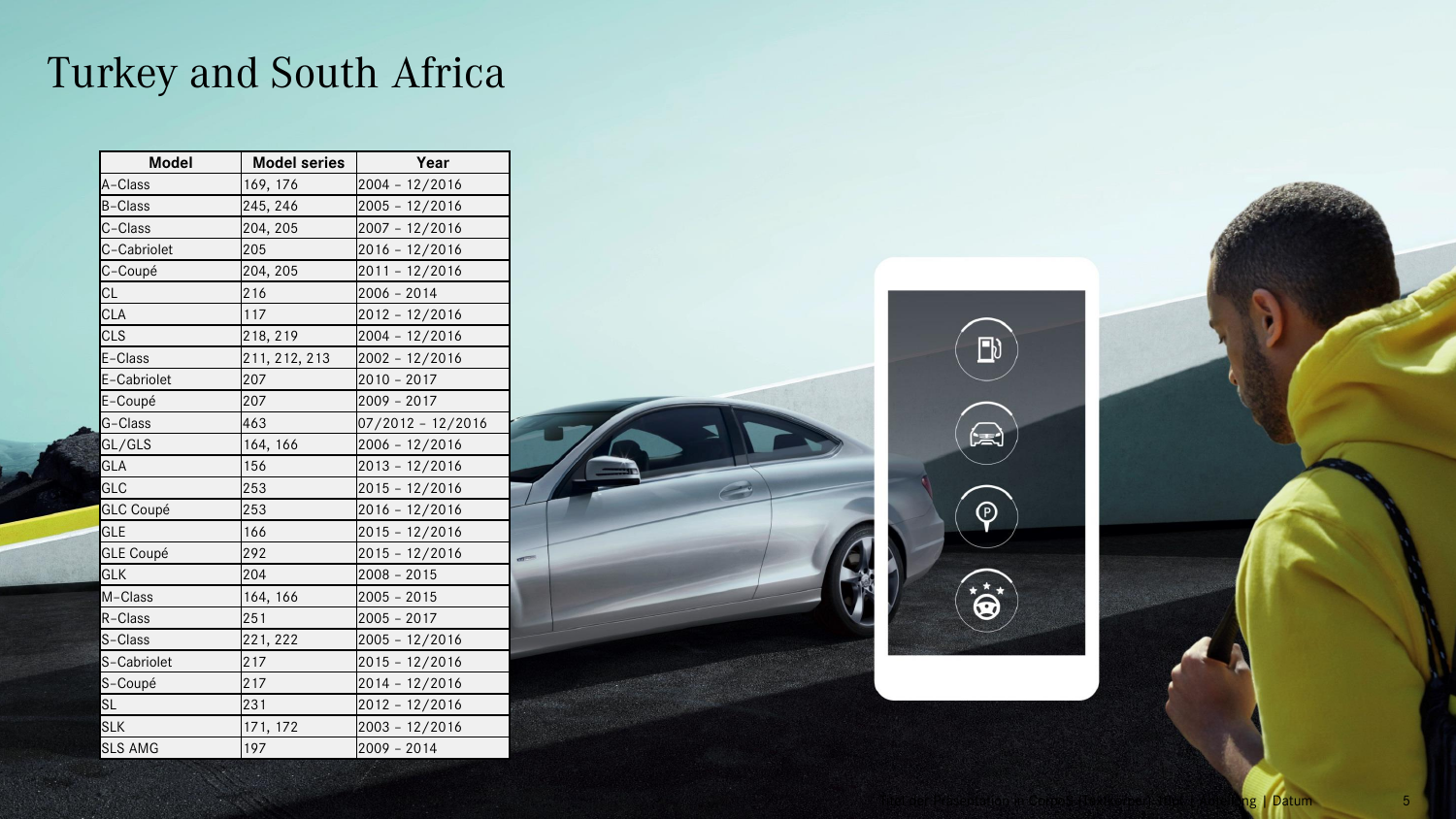# Turkey and South Africa

| Model | Model series | Year |
|---|---|---|
| A-Class | 169, 176 | 2004 – 12/2016 |
| B-Class | 245, 246 | 2005 – 12/2016 |
| C-Class | 204, 205 | 2007 – 12/2016 |
| C-Cabriolet | 205 | 2016 – 12/2016 |
| C-Coupé | 204, 205 | 2011 – 12/2016 |
| CL | 216 | 2006 – 2014 |
| CLA | 117 | 2012 – 12/2016 |
| CLS | 218, 219 | 2004 – 12/2016 |
| E-Class | 211, 212, 213 | 2002 – 12/2016 |
| E-Cabriolet | 207 | 2010 – 2017 |
| E-Coupé | 207 | 2009 – 2017 |
| G-Class | 463 | 07/2012 – 12/2016 |
| GL/GLS | 164, 166 | 2006 – 12/2016 |
| GLA | 156 | 2013 – 12/2016 |
| GLC | 253 | 2015 – 12/2016 |
| GLC Coupé | 253 | 2016 – 12/2016 |
| GLE | 166 | 2015 – 12/2016 |
| GLE Coupé | 292 | 2015 – 12/2016 |
| GLK | 204 | 2008 – 2015 |
| M-Class | 164, 166 | 2005 – 2015 |
| R-Class | 251 | 2005 – 2017 |
| S-Class | 221, 222 | 2005 – 12/2016 |
| S-Cabriolet | 217 | 2015 – 12/2016 |
| S-Coupé | 217 | 2014 – 12/2016 |
| SL | 231 | 2012 – 12/2016 |
| SLK | 171, 172 | 2003 – 12/2016 |
| SLS AMG | 197 | 2009 – 2014 |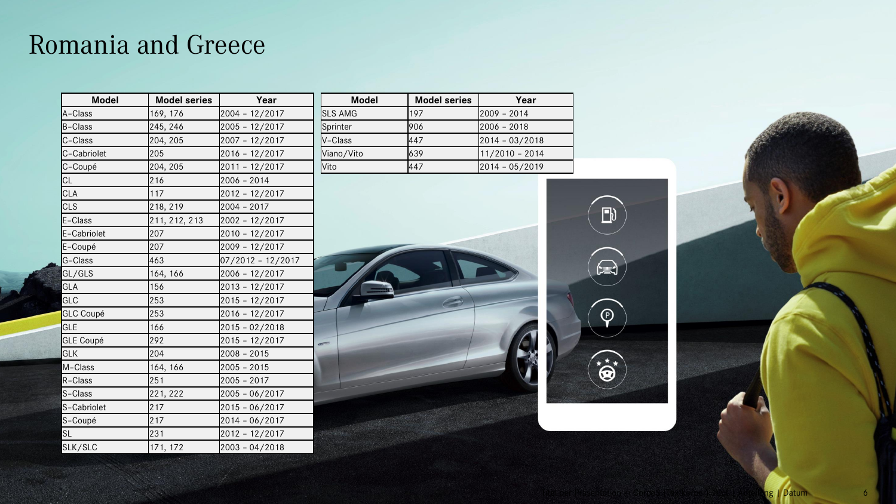# Romania and Greece

| Model | Model series | Year |
|---|---|---|
| A-Class | 169, 176 | 2004 - 12/2017 |
| B-Class | 245, 246 | 2005 - 12/2017 |
| C-Class | 204, 205 | 2007 - 12/2017 |
| C-Cabriolet | 205 | 2016 - 12/2017 |
| C-Coupé | 204, 205 | 2011 - 12/2017 |
| CL | 216 | 2006 - 2014 |
| CLA | 117 | 2012 - 12/2017 |
| CLS | 218, 219 | 2004 - 2017 |
| E-Class | 211, 212, 213 | 2002 - 12/2017 |
| E-Cabriolet | 207 | 2010 - 12/2017 |
| E-Coupé | 207 | 2009 - 12/2017 |
| G-Class | 463 | 07/2012 - 12/2017 |
| GL/GLS | 164, 166 | 2006 - 12/2017 |
| GLA | 156 | 2013 - 12/2017 |
| GLC | 253 | 2015 - 12/2017 |
| GLC Coupé | 253 | 2016 - 12/2017 |
| GLE | 166 | 2015 - 02/2018 |
| GLE Coupé | 292 | 2015 - 12/2017 |
| GLK | 204 | 2008 - 2015 |
| M-Class | 164, 166 | 2005 - 2015 |
| R-Class | 251 | 2005 - 2017 |
| S-Class | 221, 222 | 2005 - 06/2017 |
| S-Cabriolet | 217 | 2015 - 06/2017 |
| S-Coupé | 217 | 2014 - 06/2017 |
| SL | 231 | 2012 - 12/2017 |
| SLK/SLC | 171, 172 | 2003 - 04/2018 |

| Model | Model series | Year |
|---|---|---|
| SLS AMG | 197 | 2009 - 2014 |
| Sprinter | 906 | 2006 - 2018 |
| V-Class | 447 | 2014 - 03/2018 |
| Viano/Vito | 639 | 11/2010 - 2014 |
| Vito | 447 | 2014 - 05/2019 |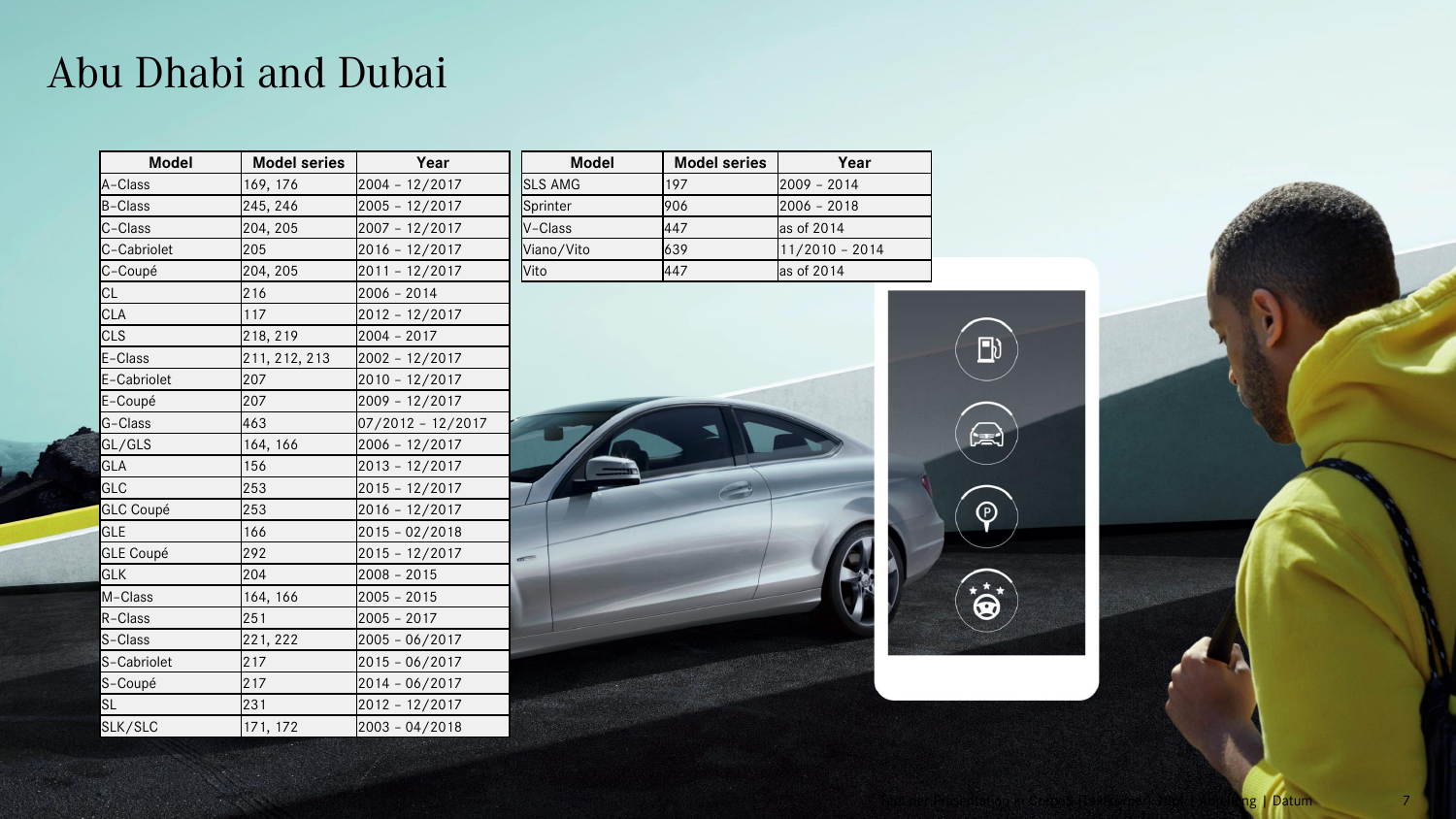# Abu Dhabi and Dubai

| Model | Model series | Year |
|---|---|---|
| A-Class | 169, 176 | 2004 – 12/2017 |
| B-Class | 245, 246 | 2005 – 12/2017 |
| C-Class | 204, 205 | 2007 – 12/2017 |
| C-Cabriolet | 205 | 2016 – 12/2017 |
| C-Coupé | 204, 205 | 2011 – 12/2017 |
| CL | 216 | 2006 – 2014 |
| CLA | 117 | 2012 – 12/2017 |
| CLS | 218, 219 | 2004 – 2017 |
| E-Class | 211, 212, 213 | 2002 – 12/2017 |
| E-Cabriolet | 207 | 2010 – 12/2017 |
| E-Coupé | 207 | 2009 – 12/2017 |
| G-Class | 463 | 07/2012 – 12/2017 |
| GL/GLS | 164, 166 | 2006 – 12/2017 |
| GLA | 156 | 2013 – 12/2017 |
| GLC | 253 | 2015 – 12/2017 |
| GLC Coupé | 253 | 2016 – 12/2017 |
| GLE | 166 | 2015 – 02/2018 |
| GLE Coupé | 292 | 2015 – 12/2017 |
| GLK | 204 | 2008 – 2015 |
| M-Class | 164, 166 | 2005 – 2015 |
| R-Class | 251 | 2005 – 2017 |
| S-Class | 221, 222 | 2005 – 06/2017 |
| S-Cabriolet | 217 | 2015 – 06/2017 |
| S-Coupé | 217 | 2014 – 06/2017 |
| SL | 231 | 2012 – 12/2017 |
| SLK/SLC | 171, 172 | 2003 – 04/2018 |

| Model | Model series | Year |
|---|---|---|
| SLS AMG | 197 | 2009 – 2014 |
| Sprinter | 906 | 2006 – 2018 |
| V-Class | 447 | as of 2014 |
| Viano/Vito | 639 | 11/2010 – 2014 |
| Vito | 447 | as of 2014 |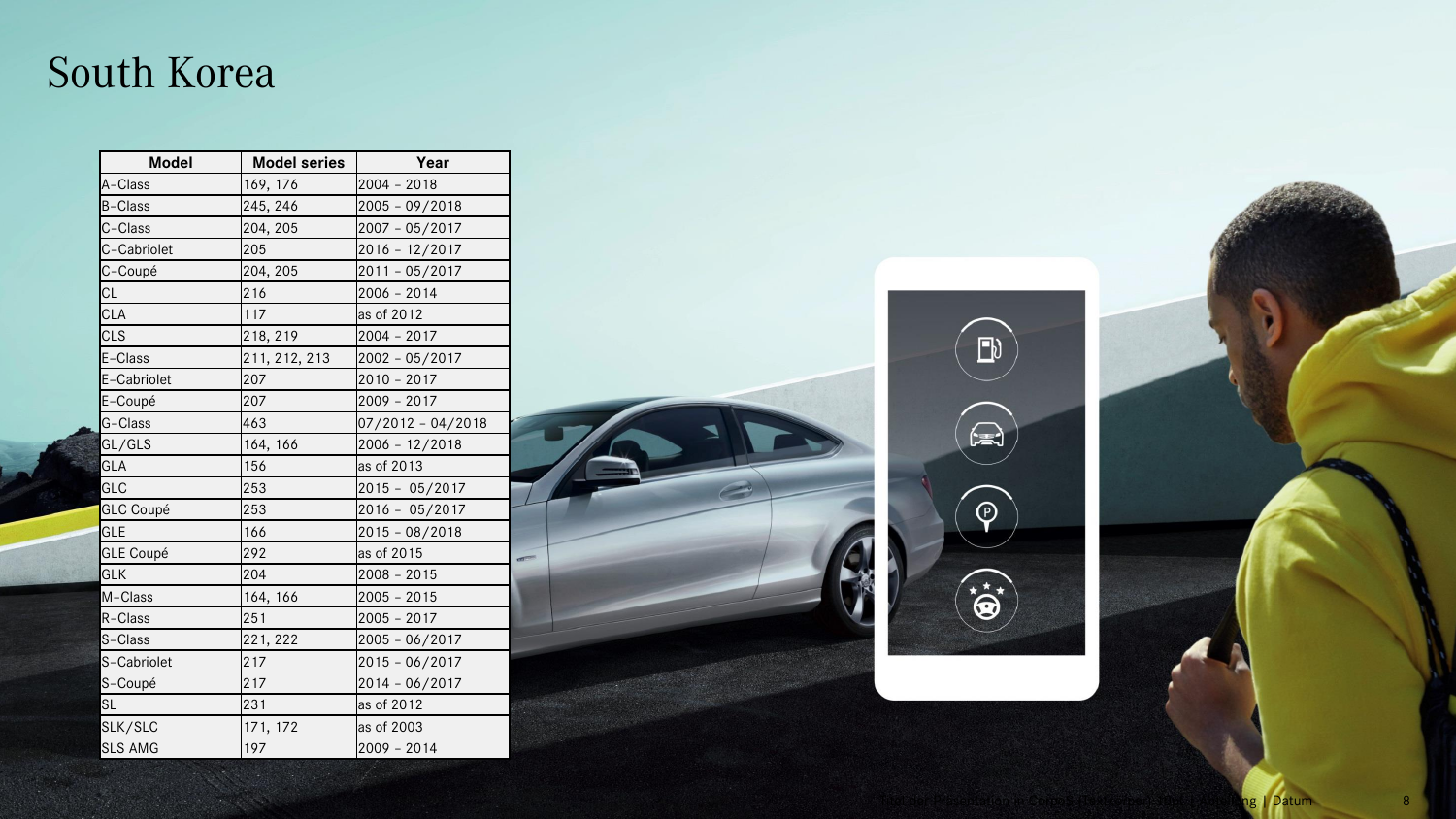# South Korea

| Model | Model series | Year |
| --- | --- | --- |
| A-Class | 169, 176 | 2004 – 2018 |
| B-Class | 245, 246 | 2005 – 09/2018 |
| C-Class | 204, 205 | 2007 – 05/2017 |
| C-Cabriolet | 205 | 2016 – 12/2017 |
| C-Coupé | 204, 205 | 2011 – 05/2017 |
| CL | 216 | 2006 – 2014 |
| CLA | 117 | as of 2012 |
| CLS | 218, 219 | 2004 – 2017 |
| E-Class | 211, 212, 213 | 2002 – 05/2017 |
| E-Cabriolet | 207 | 2010 – 2017 |
| E-Coupé | 207 | 2009 – 2017 |
| G-Class | 463 | 07/2012 – 04/2018 |
| GL/GLS | 164, 166 | 2006 – 12/2018 |
| GLA | 156 | as of 2013 |
| GLC | 253 | 2015 – 05/2017 |
| GLC Coupé | 253 | 2016 – 05/2017 |
| GLE | 166 | 2015 – 08/2018 |
| GLE Coupé | 292 | as of 2015 |
| GLK | 204 | 2008 – 2015 |
| M-Class | 164, 166 | 2005 – 2015 |
| R-Class | 251 | 2005 – 2017 |
| S-Class | 221, 222 | 2005 – 06/2017 |
| S-Cabriolet | 217 | 2015 – 06/2017 |
| S-Coupé | 217 | 2014 – 06/2017 |
| SL | 231 | as of 2012 |
| SLK/SLC | 171, 172 | as of 2003 |
| SLS AMG | 197 | 2009 – 2014 |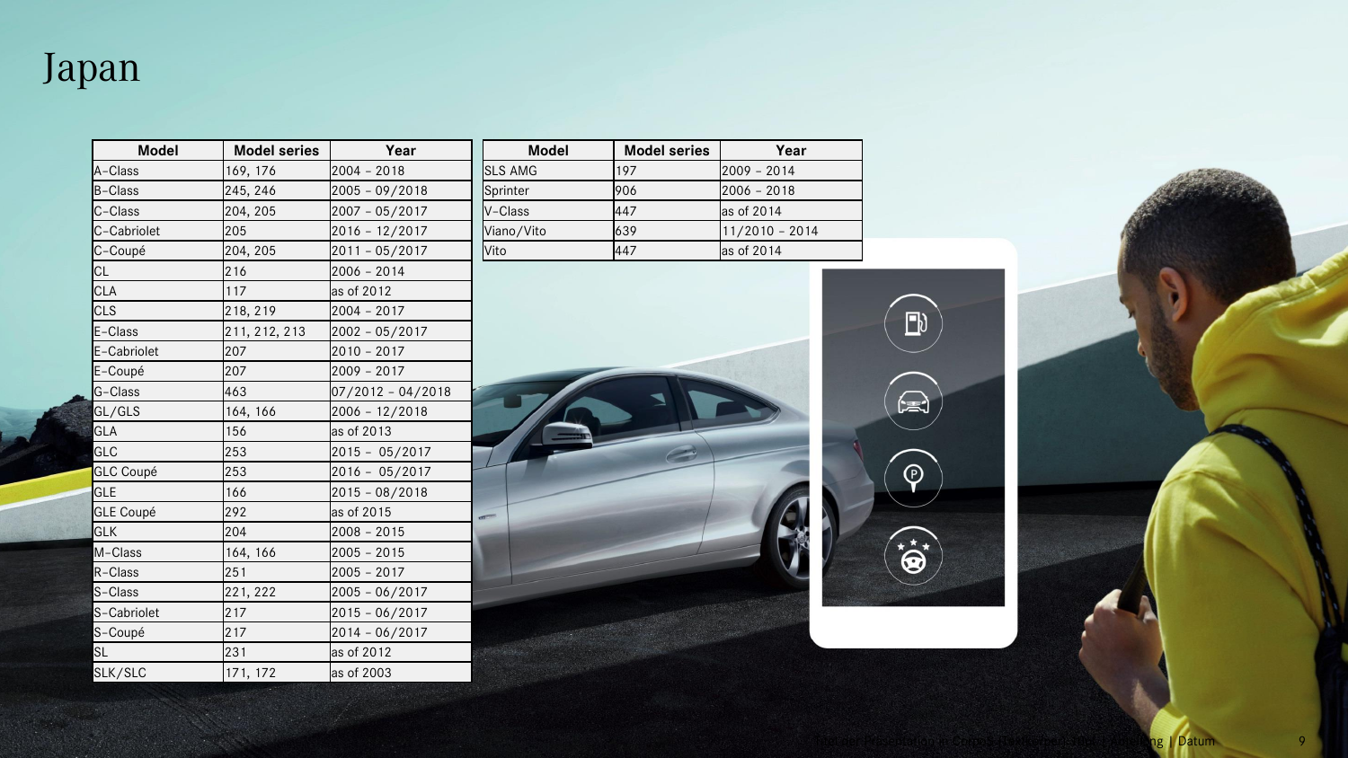# Japan

| Model | Model series | Year |
|---|---|---|
| A-Class | 169, 176 | 2004 – 2018 |
| B-Class | 245, 246 | 2005 – 09/2018 |
| C-Class | 204, 205 | 2007 – 05/2017 |
| C-Cabriolet | 205 | 2016 – 12/2017 |
| C-Coupé | 204, 205 | 2011 – 05/2017 |
| CL | 216 | 2006 – 2014 |
| CLA | 117 | as of 2012 |
| CLS | 218, 219 | 2004 – 2017 |
| E-Class | 211, 212, 213 | 2002 – 05/2017 |
| E-Cabriolet | 207 | 2010 – 2017 |
| E-Coupé | 207 | 2009 – 2017 |
| G-Class | 463 | 07/2012 – 04/2018 |
| GL/GLS | 164, 166 | 2006 – 12/2018 |
| GLA | 156 | as of 2013 |
| GLC | 253 | 2015 – 05/2017 |
| GLC Coupé | 253 | 2016 – 05/2017 |
| GLE | 166 | 2015 – 08/2018 |
| GLE Coupé | 292 | as of 2015 |
| GLK | 204 | 2008 – 2015 |
| M-Class | 164, 166 | 2005 – 2015 |
| R-Class | 251 | 2005 – 2017 |
| S-Class | 221, 222 | 2005 – 06/2017 |
| S-Cabriolet | 217 | 2015 – 06/2017 |
| S-Coupé | 217 | 2014 – 06/2017 |
| SL | 231 | as of 2012 |
| SLK/SLC | 171, 172 | as of 2003 |

| Model | Model series | Year |
|---|---|---|
| SLS AMG | 197 | 2009 – 2014 |
| Sprinter | 906 | 2006 – 2018 |
| V-Class | 447 | as of 2014 |
| Viano/Vito | 639 | 11/2010 – 2014 |
| Vito | 447 | as of 2014 |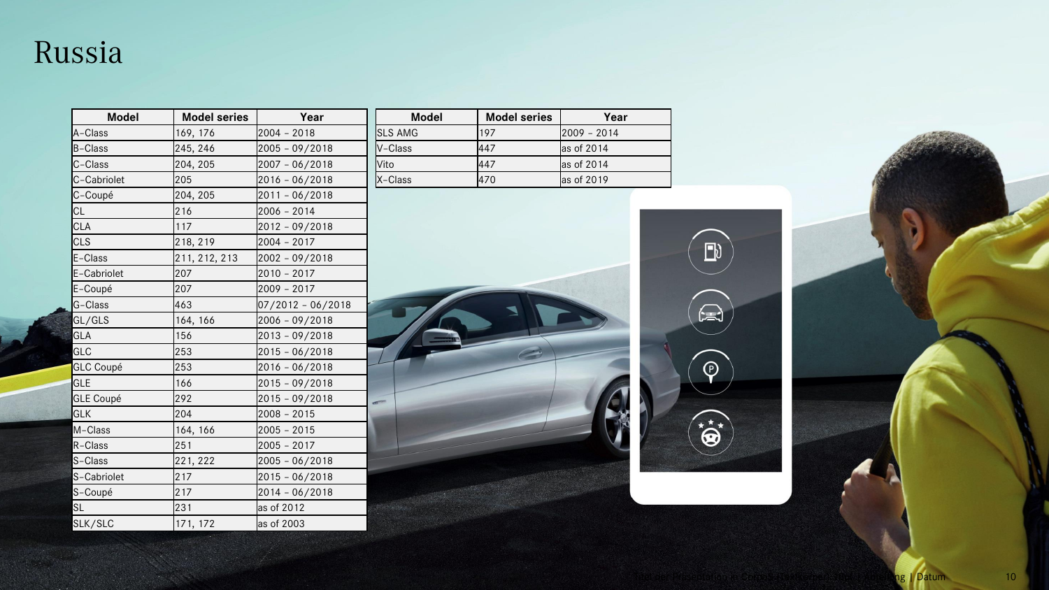# Russia

| Model | Model series | Year |
|---|---|---|
| A-Class | 169, 176 | 2004 – 2018 |
| B-Class | 245, 246 | 2005 – 09/2018 |
| C-Class | 204, 205 | 2007 – 06/2018 |
| C-Cabriolet | 205 | 2016 – 06/2018 |
| C-Coupé | 204, 205 | 2011 – 06/2018 |
| CL | 216 | 2006 – 2014 |
| CLA | 117 | 2012 – 09/2018 |
| CLS | 218, 219 | 2004 – 2017 |
| E-Class | 211, 212, 213 | 2002 – 09/2018 |
| E-Cabriolet | 207 | 2010 – 2017 |
| E-Coupé | 207 | 2009 – 2017 |
| G-Class | 463 | 07/2012 – 06/2018 |
| GL/GLS | 164, 166 | 2006 – 09/2018 |
| GLA | 156 | 2013 – 09/2018 |
| GLC | 253 | 2015 – 06/2018 |
| GLC Coupé | 253 | 2016 – 06/2018 |
| GLE | 166 | 2015 – 09/2018 |
| GLE Coupé | 292 | 2015 – 09/2018 |
| GLK | 204 | 2008 – 2015 |
| M-Class | 164, 166 | 2005 – 2015 |
| R-Class | 251 | 2005 – 2017 |
| S-Class | 221, 222 | 2005 – 06/2018 |
| S-Cabriolet | 217 | 2015 – 06/2018 |
| S-Coupé | 217 | 2014 – 06/2018 |
| SL | 231 | as of 2012 |
| SLK/SLC | 171, 172 | as of 2003 |

| Model | Model series | Year |
|---|---|---|
| SLS AMG | 197 | 2009 – 2014 |
| V-Class | 447 | as of 2014 |
| Vito | 447 | as of 2014 |
| X-Class | 470 | as of 2019 |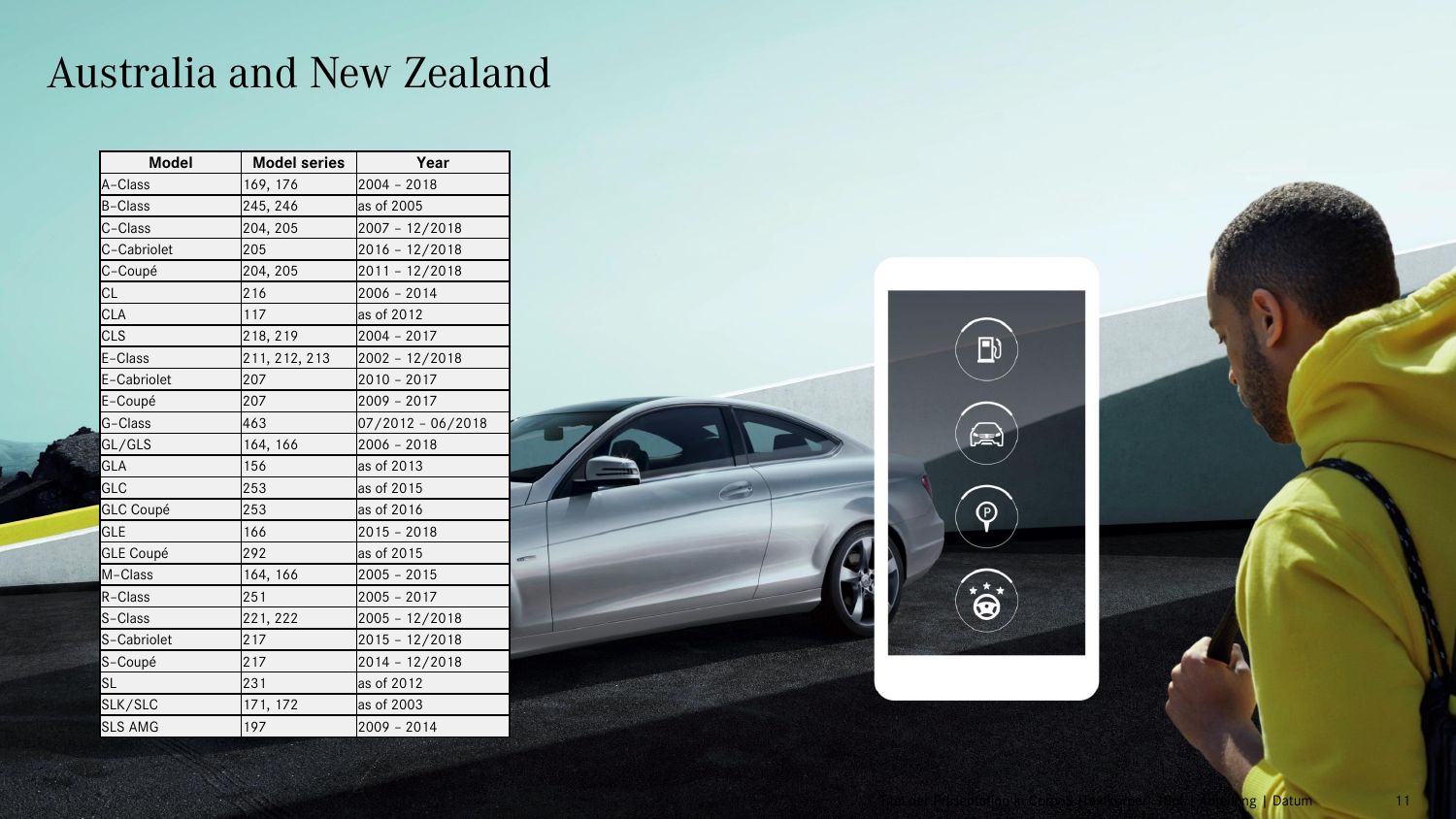# Australia and New Zealand

| Model | Model series | Year |
|---|---|---|
| A-Class | 169, 176 | 2004 – 2018 |
| B-Class | 245, 246 | as of 2005 |
| C-Class | 204, 205 | 2007 – 12/2018 |
| C-Cabriolet | 205 | 2016 – 12/2018 |
| C-Coupé | 204, 205 | 2011 – 12/2018 |
| CL | 216 | 2006 – 2014 |
| CLA | 117 | as of 2012 |
| CLS | 218, 219 | 2004 – 2017 |
| E-Class | 211, 212, 213 | 2002 – 12/2018 |
| E-Cabriolet | 207 | 2010 – 2017 |
| E-Coupé | 207 | 2009 – 2017 |
| G-Class | 463 | 07/2012 – 06/2018 |
| GL/GLS | 164, 166 | 2006 – 2018 |
| GLA | 156 | as of 2013 |
| GLC | 253 | as of 2015 |
| GLC Coupé | 253 | as of 2016 |
| GLE | 166 | 2015 – 2018 |
| GLE Coupé | 292 | as of 2015 |
| M-Class | 164, 166 | 2005 – 2015 |
| R-Class | 251 | 2005 – 2017 |
| S-Class | 221, 222 | 2005 – 12/2018 |
| S-Cabriolet | 217 | 2015 – 12/2018 |
| S-Coupé | 217 | 2014 – 12/2018 |
| SL | 231 | as of 2012 |
| SLK/SLC | 171, 172 | as of 2003 |
| SLS AMG | 197 | 2009 – 2014 |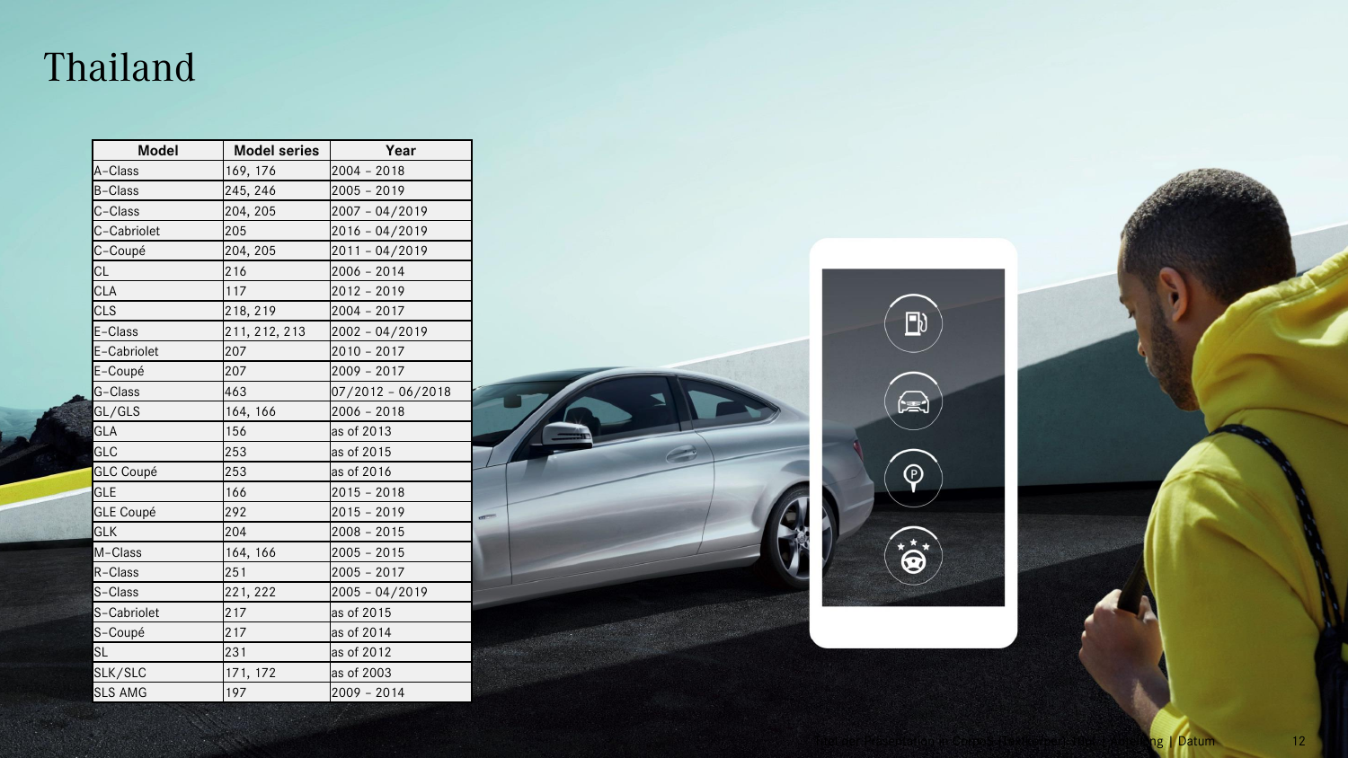# Thailand

| Model | Model series | Year |
|---|---|---|
| A-Class | 169, 176 | 2004 – 2018 |
| B-Class | 245, 246 | 2005 – 2019 |
| C-Class | 204, 205 | 2007 – 04/2019 |
| C-Cabriolet | 205 | 2016 – 04/2019 |
| C-Coupé | 204, 205 | 2011 – 04/2019 |
| CL | 216 | 2006 – 2014 |
| CLA | 117 | 2012 – 2019 |
| CLS | 218, 219 | 2004 – 2017 |
| E-Class | 211, 212, 213 | 2002 – 04/2019 |
| E-Cabriolet | 207 | 2010 – 2017 |
| E-Coupé | 207 | 2009 – 2017 |
| G-Class | 463 | 07/2012 – 06/2018 |
| GL/GLS | 164, 166 | 2006 – 2018 |
| GLA | 156 | as of 2013 |
| GLC | 253 | as of 2015 |
| GLC Coupé | 253 | as of 2016 |
| GLE | 166 | 2015 – 2018 |
| GLE Coupé | 292 | 2015 – 2019 |
| GLK | 204 | 2008 – 2015 |
| M-Class | 164, 166 | 2005 – 2015 |
| R-Class | 251 | 2005 – 2017 |
| S-Class | 221, 222 | 2005 – 04/2019 |
| S-Cabriolet | 217 | as of 2015 |
| S-Coupé | 217 | as of 2014 |
| SL | 231 | as of 2012 |
| SLK/SLC | 171, 172 | as of 2003 |
| SLS AMG | 197 | 2009 – 2014 |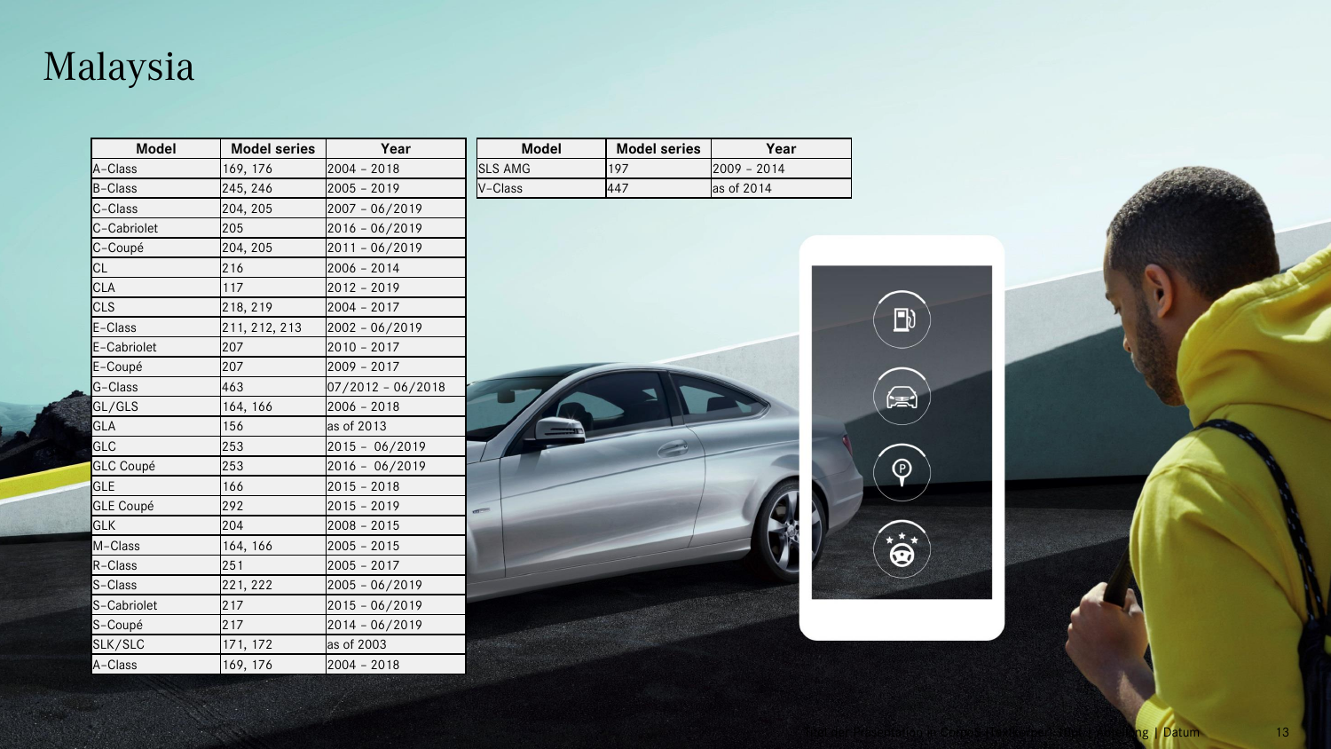# Malaysia

| Model | Model series | Year |
|---|---|---|
| A-Class | 169, 176 | 2004 – 2018 |
| B-Class | 245, 246 | 2005 – 2019 |
| C-Class | 204, 205 | 2007 – 06/2019 |
| C-Cabriolet | 205 | 2016 – 06/2019 |
| C-Coupé | 204, 205 | 2011 – 06/2019 |
| CL | 216 | 2006 – 2014 |
| CLA | 117 | 2012 – 2019 |
| CLS | 218, 219 | 2004 – 2017 |
| E-Class | 211, 212, 213 | 2002 – 06/2019 |
| E-Cabriolet | 207 | 2010 – 2017 |
| E-Coupé | 207 | 2009 – 2017 |
| G-Class | 463 | 07/2012 – 06/2018 |
| GL/GLS | 164, 166 | 2006 – 2018 |
| GLA | 156 | as of 2013 |
| GLC | 253 | 2015 – 06/2019 |
| GLC Coupé | 253 | 2016 – 06/2019 |
| GLE | 166 | 2015 – 2018 |
| GLE Coupé | 292 | 2015 – 2019 |
| GLK | 204 | 2008 – 2015 |
| M-Class | 164, 166 | 2005 – 2015 |
| R-Class | 251 | 2005 – 2017 |
| S-Class | 221, 222 | 2005 – 06/2019 |
| S-Cabriolet | 217 | 2015 – 06/2019 |
| S-Coupé | 217 | 2014 – 06/2019 |
| SLK/SLC | 171, 172 | as of 2003 |
| A-Class | 169, 176 | 2004 – 2018 |

| Model | Model series | Year |
|---|---|---|
| SLS AMG | 197 | 2009 – 2014 |
| V-Class | 447 | as of 2014 |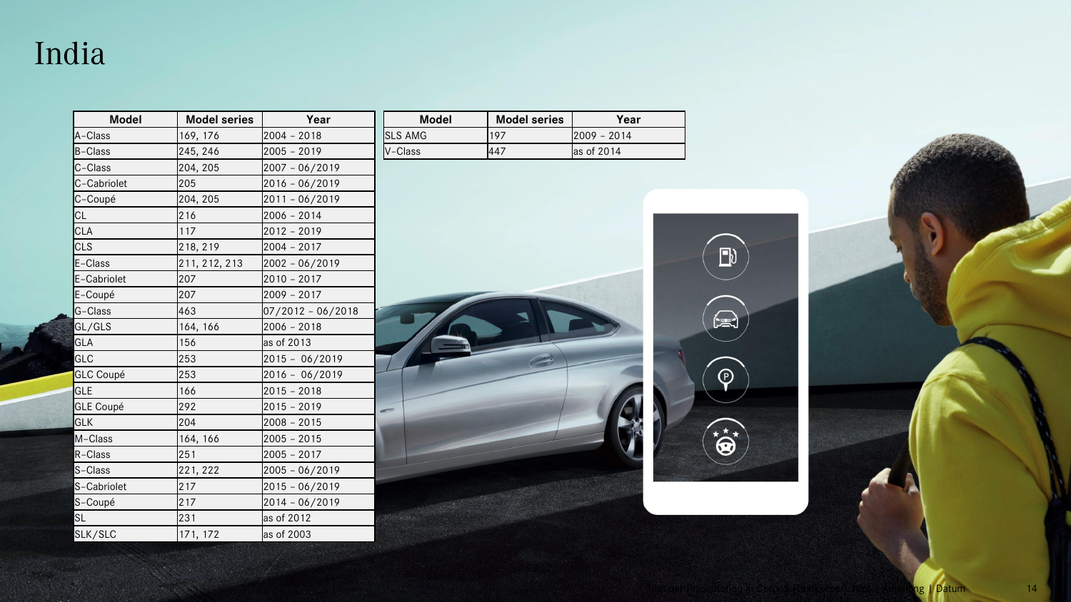# India

| Model | Model series | Year |
| --- | --- | --- |
| A-Class | 169, 176 | 2004 – 2018 |
| B-Class | 245, 246 | 2005 – 2019 |
| C-Class | 204, 205 | 2007 – 06/2019 |
| C-Cabriolet | 205 | 2016 – 06/2019 |
| C-Coupé | 204, 205 | 2011 – 06/2019 |
| CL | 216 | 2006 – 2014 |
| CLA | 117 | 2012 – 2019 |
| CLS | 218, 219 | 2004 – 2017 |
| E-Class | 211, 212, 213 | 2002 – 06/2019 |
| E-Cabriolet | 207 | 2010 – 2017 |
| E-Coupé | 207 | 2009 – 2017 |
| G-Class | 463 | 07/2012 – 06/2018 |
| GL/GLS | 164, 166 | 2006 – 2018 |
| GLA | 156 | as of 2013 |
| GLC | 253 | 2015 – 06/2019 |
| GLC Coupé | 253 | 2016 – 06/2019 |
| GLE | 166 | 2015 – 2018 |
| GLE Coupé | 292 | 2015 – 2019 |
| GLK | 204 | 2008 – 2015 |
| M-Class | 164, 166 | 2005 – 2015 |
| R-Class | 251 | 2005 – 2017 |
| S-Class | 221, 222 | 2005 – 06/2019 |
| S-Cabriolet | 217 | 2015 – 06/2019 |
| S-Coupé | 217 | 2014 – 06/2019 |
| SL | 231 | as of 2012 |
| SLK/SLC | 171, 172 | as of 2003 |

| Model | Model series | Year |
| --- | --- | --- |
| SLS AMG | 197 | 2009 – 2014 |
| V-Class | 447 | as of 2014 |